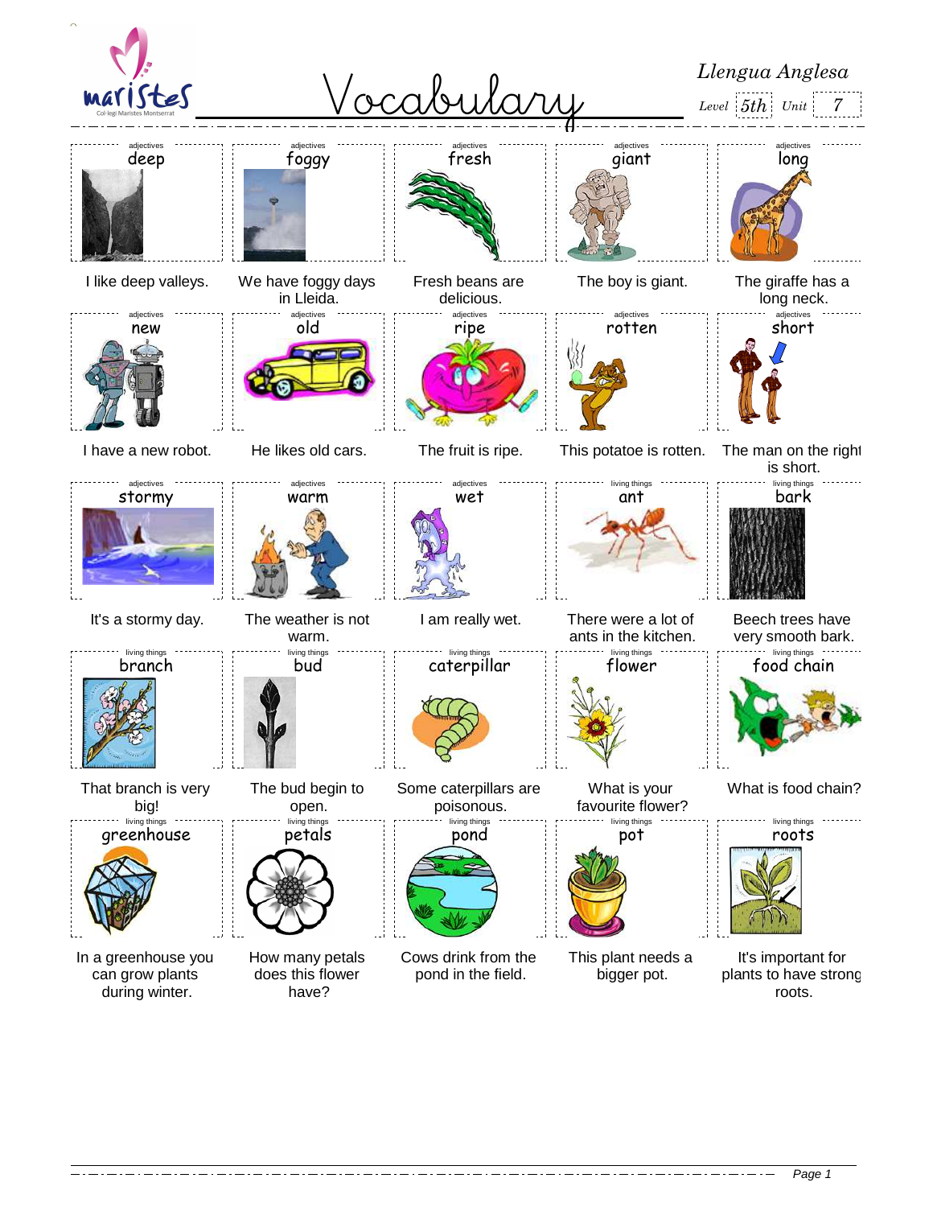maristes
Col·legi Maristes Montserrat

# Vocabulary

*Llengua Anglesa*

*Level* 5th *Unit* 7

| | | | | |
|---|---|---|---|---|
| adjectives<br>**deep**<br>I like deep valleys. | adjectives<br>**foggy**<br>We have foggy days in Lleida. | adjectives<br>**fresh**<br>Fresh beans are delicious. | adjectives<br>**giant**<br>The boy is giant. | adjectives<br>**long**<br>The giraffe has a long neck. |
| adjectives<br>**new**<br>I have a new robot. | adjectives<br>**old**<br>He likes old cars. | adjectives<br>**ripe**<br>The fruit is ripe. | adjectives<br>**rotten**<br>This potatoe is rotten. | adjectives<br>**short**<br>The man on the right is short. |
| adjectives<br>**stormy**<br>It's a stormy day. | adjectives<br>**warm**<br>The weather is not warm. | adjectives<br>**wet**<br>I am really wet. | living things<br>**ant**<br>There were a lot of ants in the kitchen. | living things<br>**bark**<br>Beech trees have very smooth bark. |
| living things<br>**branch**<br>That branch is very big! | living things<br>**bud**<br>The bud begin to open. | living things<br>**caterpillar**<br>Some caterpillars are poisonous. | living things<br>**flower**<br>What is your favourite flower? | living things<br>**food chain**<br>What is food chain? |
| living things<br>**greenhouse**<br>In a greenhouse you can grow plants during winter. | living things<br>**petals**<br>How many petals does this flower have? | living things<br>**pond**<br>Cows drink from the pond in the field. | living things<br>**pot**<br>This plant needs a bigger pot. | living things<br>**roots**<br>It's important for plants to have strong roots. |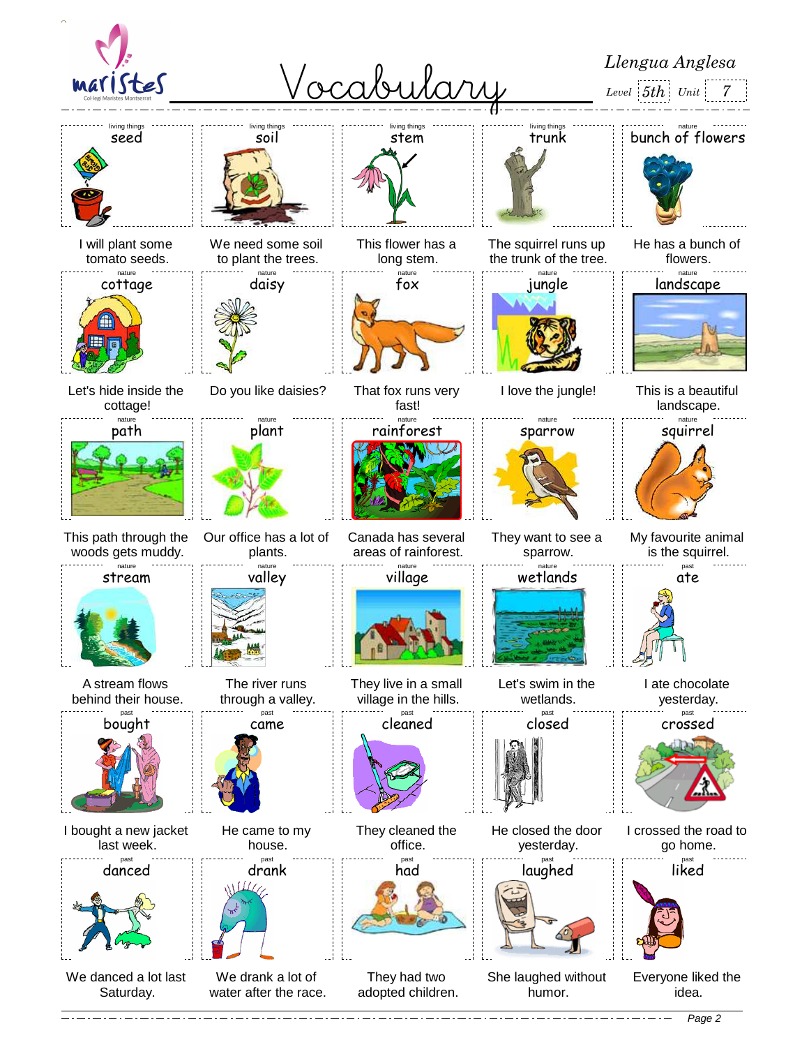# Vocabulary

*Llengua Anglesa*

*Level* 5th *Unit* 7

| | | | | |
|---|---|---|---|---|
| living things<br>**seed**<br>I will plant some tomato seeds. | living things<br>**soil**<br>We need some soil to plant the trees. | living things<br>**stem**<br>This flower has a long stem. | living things<br>**trunk**<br>The squirrel runs up the trunk of the tree. | nature<br>**bunch of flowers**<br>He has a bunch of flowers. |
| nature<br>**cottage**<br>Let's hide inside the cottage! | nature<br>**daisy**<br>Do you like daisies? | nature<br>**fox**<br>That fox runs very fast! | nature<br>**jungle**<br>I love the jungle! | nature<br>**landscape**<br>This is a beautiful landscape. |
| nature<br>**path**<br>This path through the woods gets muddy. | nature<br>**plant**<br>Our office has a lot of plants. | nature<br>**rainforest**<br>Canada has several areas of rainforest. | nature<br>**sparrow**<br>They want to see a sparrow. | nature<br>**squirrel**<br>My favourite animal is the squirrel. |
| nature<br>**stream**<br>A stream flows behind their house. | nature<br>**valley**<br>The river runs through a valley. | nature<br>**village**<br>They live in a small village in the hills. | nature<br>**wetlands**<br>Let's swim in the wetlands. | past<br>**ate**<br>I ate chocolate yesterday. |
| past<br>**bought**<br>I bought a new jacket last week. | past<br>**came**<br>He came to my house. | past<br>**cleaned**<br>They cleaned the office. | past<br>**closed**<br>He closed the door yesterday. | past<br>**crossed**<br>I crossed the road to go home. |
| past<br>**danced**<br>We danced a lot last Saturday. | past<br>**drank**<br>We drank a lot of water after the race. | past<br>**had**<br>They had two adopted children. | past<br>**laughed**<br>She laughed without humor. | past<br>**liked**<br>Everyone liked the idea. |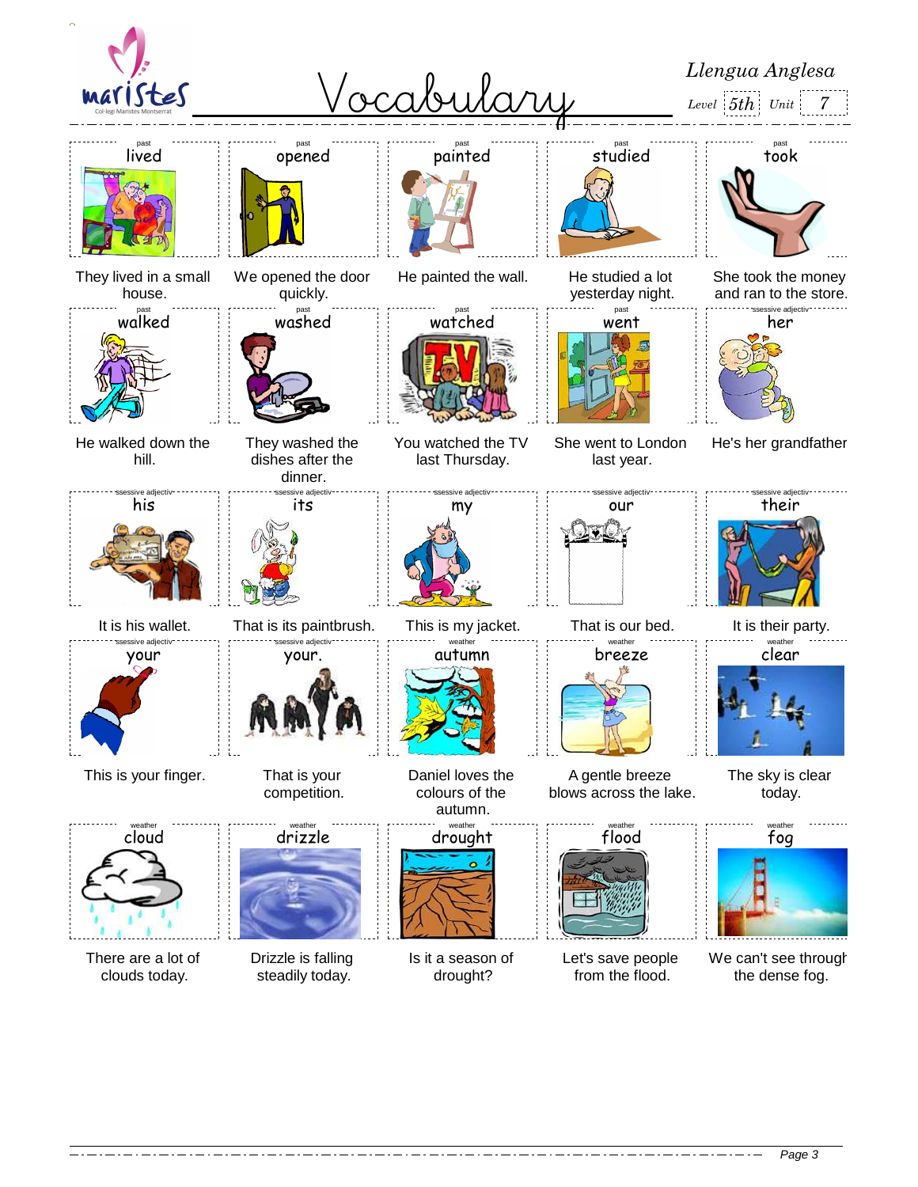# Vocabulary

*Llengua Anglesa*

*Level* 5th *Unit* 7

| | | | | |
|---|---|---|---|---|
| past **lived** | past **opened** | past **painted** | past **studied** | past **took** |
| They lived in a small house. | We opened the door quickly. | He painted the wall. | He studied a lot yesterday night. | She took the money and ran to the store. |
| past **walked** | past **washed** | past **watched** | past **went** | ssessive adjectiv **her** |
| He walked down the hill. | They washed the dishes after the dinner. | You watched the TV last Thursday. | She went to London last year. | He's her grandfather |
| ssessive adjectiv **his** | ssessive adjectiv **its** | ssessive adjectiv **my** | ssessive adjectiv **our** | ssessive adjectiv **their** |
| It is his wallet. | That is its paintbrush. | This is my jacket. | That is our bed. | It is their party. |
| ssessive adjectiv **your** | ssessive adjectiv **your.** | weather **autumn** | weather **breeze** | weather **clear** |
| This is your finger. | That is your competition. | Daniel loves the colours of the autumn. | A gentle breeze blows across the lake. | The sky is clear today. |
| weather **cloud** | weather **drizzle** | weather **drought** | weather **flood** | weather **fog** |
| There are a lot of clouds today. | Drizzle is falling steadily today. | Is it a season of drought? | Let's save people from the flood. | We can't see througł the dense fog. |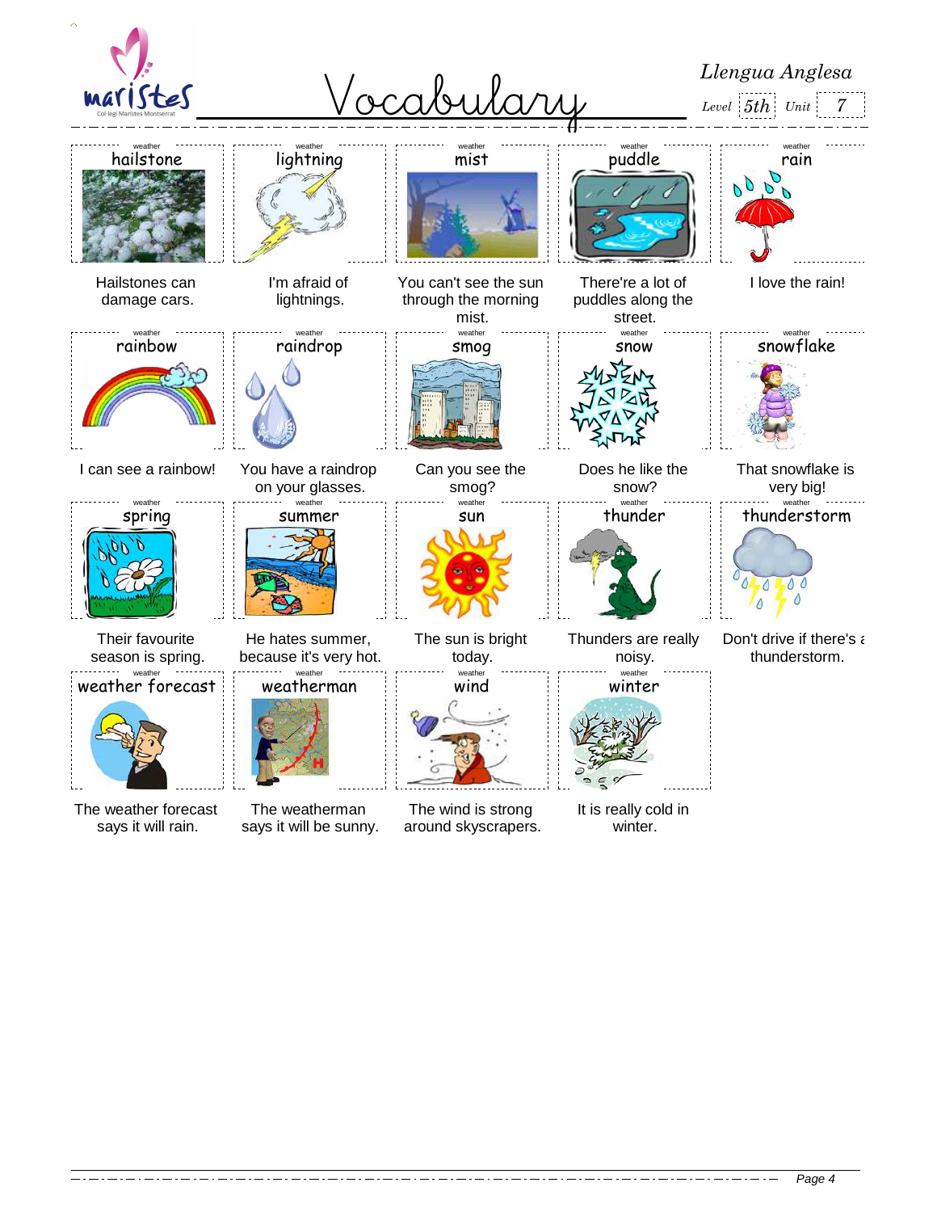# Vocabulary

*Llengua Anglesa*

*Level* 5th *Unit* 7

| | | | | |
|---|---|---|---|---|
| weather<br>**hailstone**<br>Hailstones can damage cars. | weather<br>**lightning**<br>I'm afraid of lightnings. | weather<br>**mist**<br>You can't see the sun through the morning mist. | weather<br>**puddle**<br>There're a lot of puddles along the street. | weather<br>**rain**<br>I love the rain! |
| weather<br>**rainbow**<br>I can see a rainbow! | weather<br>**raindrop**<br>You have a raindrop on your glasses. | weather<br>**smog**<br>Can you see the smog? | weather<br>**snow**<br>Does he like the snow? | weather<br>**snowflake**<br>That snowflake is very big! |
| weather<br>**spring**<br>Their favourite season is spring. | weather<br>**summer**<br>He hates summer, because it's very hot. | weather<br>**sun**<br>The sun is bright today. | weather<br>**thunder**<br>Thunders are really noisy. | weather<br>**thunderstorm**<br>Don't drive if there's a thunderstorm. |
| weather<br>**weather forecast**<br>The weather forecast says it will rain. | weather<br>**weatherman**<br>The weatherman says it will be sunny. | weather<br>**wind**<br>The wind is strong around skyscrapers. | weather<br>**winter**<br>It is really cold in winter. | |